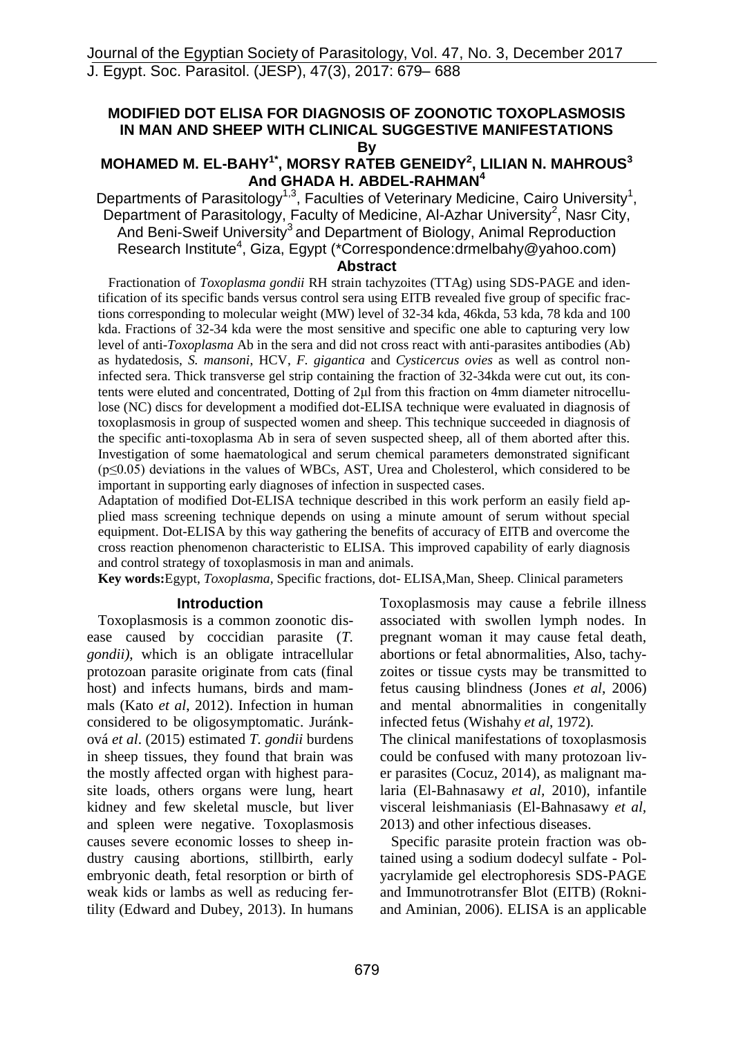## MODIFIED DOT ELISA FOR DIAGNOSIS OF ZOONOTIC TOXOPLASMOSIS IN MAN AND SHEEP WITH CLINICAL SUGGESTIVE MANIFESTATIONS

**By**

**MOHAMED M. EL-BAHY[1*], MORSY RATEB GENEIDY[2], LILIAN N. MAHROUS[3] And GHADA H. ABDEL-RAHMAN[4]**

Departments of Parasitology[1,3], Faculties of Veterinary Medicine, Cairo University[1], Department of Parasitology, Faculty of Medicine, Al-Azhar University[2], Nasr City, And Beni-Sweif University[3] and Department of Biology, Animal Reproduction Research Institute[4], Giza, Egypt (*Correspondence:drmelbahy@yahoo.com)

### Abstract

Fractionation of *Toxoplasma gondii* RH strain tachyzoites (TTAg) using SDS-PAGE and identification of its specific bands versus control sera using EITB revealed five group of specific fractions corresponding to molecular weight (MW) level of 32-34 kda, 46kda, 53 kda, 78 kda and 100 kda. Fractions of 32-34 kda were the most sensitive and specific one able to capturing very low level of anti-*Toxoplasma* Ab in the sera and did not cross react with anti-parasites antibodies (Ab) as hydatedosis, *S. mansoni*, HCV, *F. gigantica* and *Cysticercus ovies* as well as control non-infected sera. Thick transverse gel strip containing the fraction of 32-34kda were cut out, its contents were eluted and concentrated, Dotting of 2μl from this fraction on 4mm diameter nitrocellulose (NC) discs for development a modified dot-ELISA technique were evaluated in diagnosis of toxoplasmosis in group of suspected women and sheep. This technique succeeded in diagnosis of the specific anti-toxoplasma Ab in sera of seven suspected sheep, all of them aborted after this. Investigation of some haematological and serum chemical parameters demonstrated significant ($p \leq 0.05$) deviations in the values of WBCs, AST, Urea and Cholesterol, which considered to be important in supporting early diagnoses of infection in suspected cases.

Adaptation of modified Dot-ELISA technique described in this work perform an easily field applied mass screening technique depends on using a minute amount of serum without special equipment. Dot-ELISA by this way gathering the benefits of accuracy of EITB and overcome the cross reaction phenomenon characteristic to ELISA. This improved capability of early diagnosis and control strategy of toxoplasmosis in man and animals.

**Key words:**Egypt, *Toxoplasma*, Specific fractions, dot- ELISA,Man, Sheep. Clinical parameters

### Introduction

Toxoplasmosis is a common zoonotic disease caused by coccidian parasite (*T. gondii)*, which is an obligate intracellular protozoan parasite originate from cats (final host) and infects humans, birds and mammals (Kato *et al*, 2012). Infection in human considered to be oligosymptomatic. Juránková *et al*. (2015) estimated *T. gondii* burdens in sheep tissues, they found that brain was the mostly affected organ with highest parasite loads, others organs were lung, heart kidney and few skeletal muscle, but liver and spleen were negative. Toxoplasmosis causes severe economic losses to sheep industry causing abortions, stillbirth, early embryonic death, fetal resorption or birth of weak kids or lambs as well as reducing fertility (Edward and Dubey, 2013). In humans Toxoplasmosis may cause a febrile illness associated with swollen lymph nodes. In pregnant woman it may cause fetal death, abortions or fetal abnormalities, Also, tachyzoites or tissue cysts may be transmitted to fetus causing blindness (Jones *et al*, 2006) and mental abnormalities in congenitally infected fetus (Wishahy *et al*, 1972).

The clinical manifestations of toxoplasmosis could be confused with many protozoan liver parasites (Cocuz, 2014), as malignant malaria (El-Bahnasawy *et al*, 2010), infantile visceral leishmaniasis (El-Bahnasawy *et al*, 2013) and other infectious diseases.

Specific parasite protein fraction was obtained using a sodium dodecyl sulfate - Polyacrylamide gel electrophoresis SDS-PAGE and Immunotrotransfer Blot (EITB) (Rokniand Aminian, 2006). ELISA is an applicable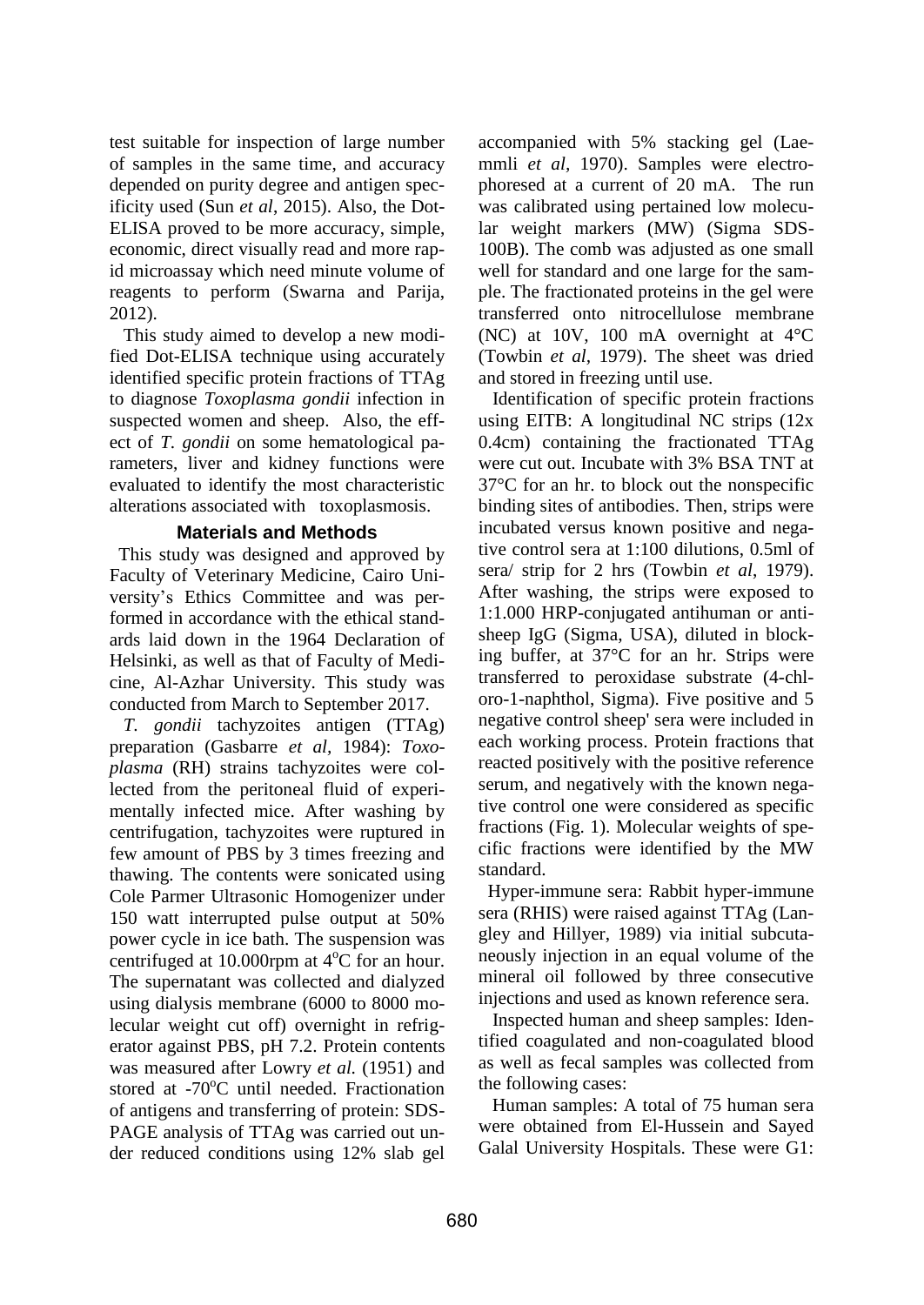test suitable for inspection of large number of samples in the same time, and accuracy depended on purity degree and antigen specificity used (Sun *et al*, 2015). Also, the Dot-ELISA proved to be more accuracy, simple, economic, direct visually read and more rapid microassay which need minute volume of reagents to perform (Swarna and Parija, 2012).

This study aimed to develop a new modified Dot-ELISA technique using accurately identified specific protein fractions of TTAg to diagnose *Toxoplasma gondii* infection in suspected women and sheep. Also, the effect of *T. gondii* on some hematological parameters, liver and kidney functions were evaluated to identify the most characteristic alterations associated with toxoplasmosis.

## Materials and Methods

This study was designed and approved by Faculty of Veterinary Medicine, Cairo University's Ethics Committee and was performed in accordance with the ethical standards laid down in the 1964 Declaration of Helsinki, as well as that of Faculty of Medicine, Al-Azhar University. This study was conducted from March to September 2017.

*T. gondii* tachyzoites antigen (TTAg) preparation (Gasbarre *et al*, 1984): *Toxoplasma* (RH) strains tachyzoites were collected from the peritoneal fluid of experimentally infected mice. After washing by centrifugation, tachyzoites were ruptured in few amount of PBS by 3 times freezing and thawing. The contents were sonicated using Cole Parmer Ultrasonic Homogenizer under 150 watt interrupted pulse output at 50% power cycle in ice bath. The suspension was centrifuged at 10.000rpm at $4^oC$ for an hour. The supernatant was collected and dialyzed using dialysis membrane (6000 to 8000 molecular weight cut off) overnight in refrigerator against PBS, pH 7.2. Protein contents was measured after Lowry *et al.* (1951) and stored at $-70^oC$ until needed. Fractionation of antigens and transferring of protein: SDS-PAGE analysis of TTAg was carried out under reduced conditions using 12% slab gel accompanied with 5% stacking gel (Laemmli *et al*, 1970). Samples were electrophoresed at a current of 20 mA. The run was calibrated using pertained low molecular weight markers (MW) (Sigma SDS-100B). The comb was adjusted as one small well for standard and one large for the sample. The fractionated proteins in the gel were transferred onto nitrocellulose membrane (NC) at 10V, 100 mA overnight at 4°C (Towbin *et al*, 1979). The sheet was dried and stored in freezing until use.

Identification of specific protein fractions using EITB: A longitudinal NC strips (12x 0.4cm) containing the fractionated TTAg were cut out. Incubate with 3% BSA TNT at 37°C for an hr. to block out the nonspecific binding sites of antibodies. Then, strips were incubated versus known positive and negative control sera at 1:100 dilutions, 0.5ml of sera/ strip for 2 hrs (Towbin *et al*, 1979). After washing, the strips were exposed to 1:1.000 HRP-conjugated antihuman or anti-sheep IgG (Sigma, USA), diluted in blocking buffer, at 37°C for an hr. Strips were transferred to peroxidase substrate (4-chloro-1-naphthol, Sigma). Five positive and 5 negative control sheep' sera were included in each working process. Protein fractions that reacted positively with the positive reference serum, and negatively with the known negative control one were considered as specific fractions (Fig. 1). Molecular weights of specific fractions were identified by the MW standard.

Hyper-immune sera: Rabbit hyper-immune sera (RHIS) were raised against TTAg (Langley and Hillyer, 1989) via initial subcutaneously injection in an equal volume of the mineral oil followed by three consecutive injections and used as known reference sera.

Inspected human and sheep samples: Identified coagulated and non-coagulated blood as well as fecal samples was collected from the following cases:

Human samples: A total of 75 human sera were obtained from El-Hussein and Sayed Galal University Hospitals. These were G1: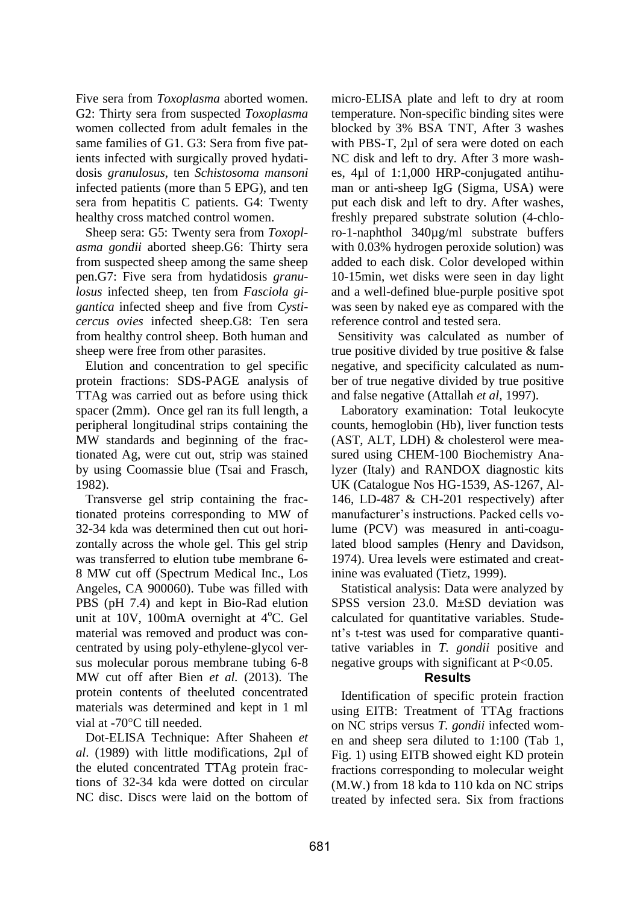Five sera from *Toxoplasma* aborted women. G2: Thirty sera from suspected *Toxoplasma* women collected from adult females in the same families of G1. G3: Sera from five patients infected with surgically proved hydatidosis *granulosus*, ten *Schistosoma mansoni* infected patients (more than 5 EPG), and ten sera from hepatitis C patients. G4: Twenty healthy cross matched control women.

Sheep sera: G5: Twenty sera from *Toxoplasma gondii* aborted sheep.G6: Thirty sera from suspected sheep among the same sheep pen.G7: Five sera from hydatidosis *granulosus* infected sheep, ten from *Fasciola gigantica* infected sheep and five from *Cysticercus ovies* infected sheep.G8: Ten sera from healthy control sheep. Both human and sheep were free from other parasites.

Elution and concentration to gel specific protein fractions: SDS-PAGE analysis of TTAg was carried out as before using thick spacer (2mm). Once gel ran its full length, a peripheral longitudinal strips containing the MW standards and beginning of the fractionated Ag, were cut out, strip was stained by using Coomassie blue (Tsai and Frasch, 1982).

Transverse gel strip containing the fractionated proteins corresponding to MW of 32-34 kda was determined then cut out horizontally across the whole gel. This gel strip was transferred to elution tube membrane 6-8 MW cut off (Spectrum Medical Inc., Los Angeles, CA 900060). Tube was filled with PBS (pH 7.4) and kept in Bio-Rad elution unit at 10V, 100mA overnight at 4°C. Gel material was removed and product was concentrated by using poly-ethylene-glycol versus molecular porous membrane tubing 6-8 MW cut off after Bien *et al.* (2013). The protein contents of theeluted concentrated materials was determined and kept in 1 ml vial at -70°C till needed.

Dot-ELISA Technique: After Shaheen *et al*. (1989) with little modifications, 2µl of the eluted concentrated TTAg protein fractions of 32-34 kda were dotted on circular NC disc. Discs were laid on the bottom of micro-ELISA plate and left to dry at room temperature. Non-specific binding sites were blocked by 3% BSA TNT, After 3 washes with PBS-T, 2µl of sera were doted on each NC disk and left to dry. After 3 more washes, 4µl of 1:1,000 HRP-conjugated antihuman or anti-sheep IgG (Sigma, USA) were put each disk and left to dry. After washes, freshly prepared substrate solution (4-chloro-1-naphthol 340µg/ml substrate buffers with 0.03% hydrogen peroxide solution) was added to each disk. Color developed within 10-15min, wet disks were seen in day light and a well-defined blue-purple positive spot was seen by naked eye as compared with the reference control and tested sera.

Sensitivity was calculated as number of true positive divided by true positive & false negative, and specificity calculated as number of true negative divided by true positive and false negative (Attallah *et al*, 1997).

Laboratory examination: Total leukocyte counts, hemoglobin (Hb), liver function tests (AST, ALT, LDH) & cholesterol were measured using CHEM-100 Biochemistry Analyzer (Italy) and RANDOX diagnostic kits UK (Catalogue Nos HG-1539, AS-1267, Al-146, LD-487 & CH-201 respectively) after manufacturer's instructions. Packed cells volume (PCV) was measured in anti-coagulated blood samples (Henry and Davidson, 1974). Urea levels were estimated and creatinine was evaluated (Tietz, 1999).

Statistical analysis: Data were analyzed by SPSS version 23.0. M±SD deviation was calculated for quantitative variables. Student's t-test was used for comparative quantitative variables in *T. gondii* positive and negative groups with significant at $P<0.05$.

## Results

Identification of specific protein fraction using EITB: Treatment of TTAg fractions on NC strips versus *T. gondii* infected women and sheep sera diluted to 1:100 (Tab 1, Fig. 1) using EITB showed eight KD protein fractions corresponding to molecular weight (M.W.) from 18 kda to 110 kda on NC strips treated by infected sera. Six from fractions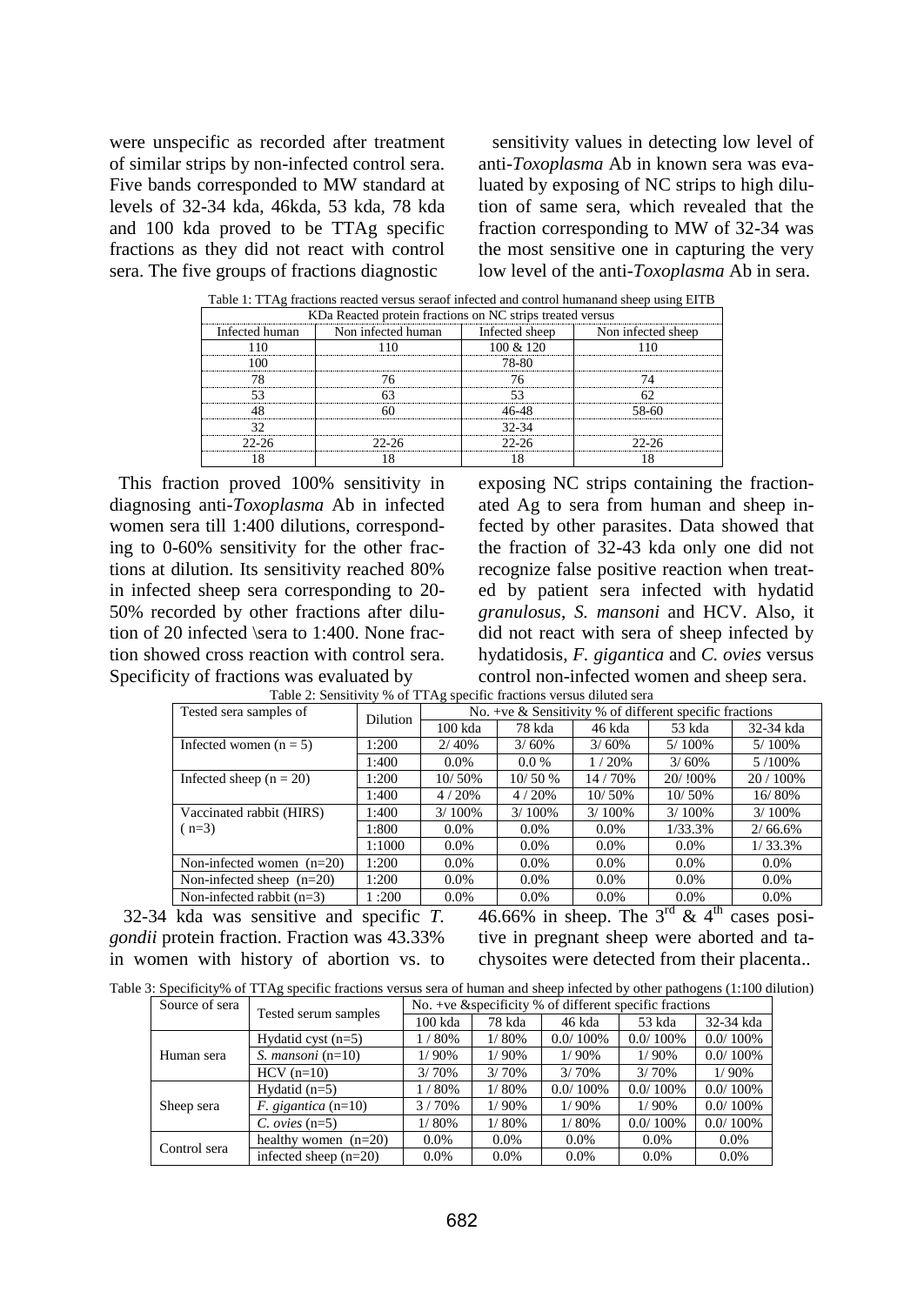were unspecific as recorded after treatment of similar strips by non-infected control sera. Five bands corresponded to MW standard at levels of 32-34 kda, 46kda, 53 kda, 78 kda and 100 kda proved to be TTAg specific fractions as they did not react with control sera. The five groups of fractions diagnostic sensitivity values in detecting low level of anti-*Toxoplasma* Ab in known sera was evaluated by exposing of NC strips to high dilution of same sera, which revealed that the fraction corresponding to MW of 32-34 was the most sensitive one in capturing the very low level of the anti-*Toxoplasma* Ab in sera.

Table 1: TTAg fractions reacted versus seraof infected and control humanand sheep using EITB

| KDa Reacted protein fractions on NC strips treated versus | | | |
|---|---|---|---|
| Infected human | Non infected human | Infected sheep | Non infected sheep |
| 110 | 110 | 100 & 120 | 110 |
| 100 | | 78-80 | |
| 78 | 76 | 76 | 74 |
| 53 | 63 | 53 | 62 |
| 48 | 60 | 46-48 | 58-60 |
| 32 | | 32-34 | |
| 22-26 | 22-26 | 22-26 | 22-26 |
| 18 | 18 | 18 | 18 |

This fraction proved 100% sensitivity in diagnosing anti-*Toxoplasma* Ab in infected women sera till 1:400 dilutions, corresponding to 0-60% sensitivity for the other fractions at dilution. Its sensitivity reached 80% in infected sheep sera corresponding to 20-50% recorded by other fractions after dilution of 20 infected \sera to 1:400. None fraction showed cross reaction with control sera. Specificity of fractions was evaluated by exposing NC strips containing the fractionated Ag to sera from human and sheep infected by other parasites. Data showed that the fraction of 32-43 kda only one did not recognize false positive reaction when treated by patient sera infected with hydatid *granulosus*, *S. mansoni* and HCV. Also, it did not react with sera of sheep infected by hydatidosis, *F. gigantica* and *C. ovies* versus control non-infected women and sheep sera.

Table 2: Sensitivity % of TTAg specific fractions versus diluted sera

| Tested sera samples of | Dilution | No. +ve & Sensitivity % of different specific fractions | | | | |
|---|---|---|---|---|---|---|
| | | 100 kda | 78 kda | 46 kda | 53 kda | 32-34 kda |
| Infected women (n = 5) | 1:200 | 2/ 40% | 3/ 60% | 3/ 60% | 5/ 100% | 5/ 100% |
| | 1:400 | 0.0% | 0.0 % | 1 / 20% | 3/ 60% | 5 /100% |
| Infected sheep (n = 20) | 1:200 | 10/ 50% | 10/ 50 % | 14 / 70% | 20/ !00% | 20 / 100% |
| | 1:400 | 4 / 20% | 4 / 20% | 10/ 50% | 10/ 50% | 16/ 80% |
| Vaccinated rabbit (HIRS) ( n=3) | 1:400 | 3/ 100% | 3/ 100% | 3/ 100% | 3/ 100% | 3/ 100% |
| | 1:800 | 0.0% | 0.0% | 0.0% | 1/33.3% | 2/ 66.6% |
| | 1:1000 | 0.0% | 0.0% | 0.0% | 0.0% | 1/ 33.3% |
| Non-infected women (n=20) | 1:200 | 0.0% | 0.0% | 0.0% | 0.0% | 0.0% |
| Non-infected sheep (n=20) | 1:200 | 0.0% | 0.0% | 0.0% | 0.0% | 0.0% |
| Non-infected rabbit (n=3) | 1 :200 | 0.0% | 0.0% | 0.0% | 0.0% | 0.0% |

32-34 kda was sensitive and specific *T. gondii* protein fraction. Fraction was 43.33% in women with history of abortion vs. to 46.66% in sheep. The 3rd & 4th cases positive in pregnant sheep were aborted and tachysoites were detected from their placenta..

Table 3: Specificity% of TTAg specific fractions versus sera of human and sheep infected by other pathogens (1:100 dilution)

| Source of sera | Tested serum samples | No. +ve &specificity % of different specific fractions | | | | |
|---|---|---|---|---|---|---|
| | | 100 kda | 78 kda | 46 kda | 53 kda | 32-34 kda |
| Human sera | Hydatid cyst (n=5) | 1 / 80% | 1/ 80% | 0.0/ 100% | 0.0/ 100% | 0.0/ 100% |
| | *S. mansoni* (n=10) | 1/ 90% | 1/ 90% | 1/ 90% | 1/ 90% | 0.0/ 100% |
| | HCV (n=10) | 3/ 70% | 3/ 70% | 3/ 70% | 3/ 70% | 1/ 90% |
| Sheep sera | Hydatid (n=5) | 1 / 80% | 1/ 80% | 0.0/ 100% | 0.0/ 100% | 0.0/ 100% |
| | *F. gigantica* (n=10) | 3 / 70% | 1/ 90% | 1/ 90% | 1/ 90% | 0.0/ 100% |
| | *C. ovies* (n=5) | 1/ 80% | 1/ 80% | 1/ 80% | 0.0/ 100% | 0.0/ 100% |
| Control sera | healthy women (n=20) | 0.0% | 0.0% | 0.0% | 0.0% | 0.0% |
| | infected sheep (n=20) | 0.0% | 0.0% | 0.0% | 0.0% | 0.0% |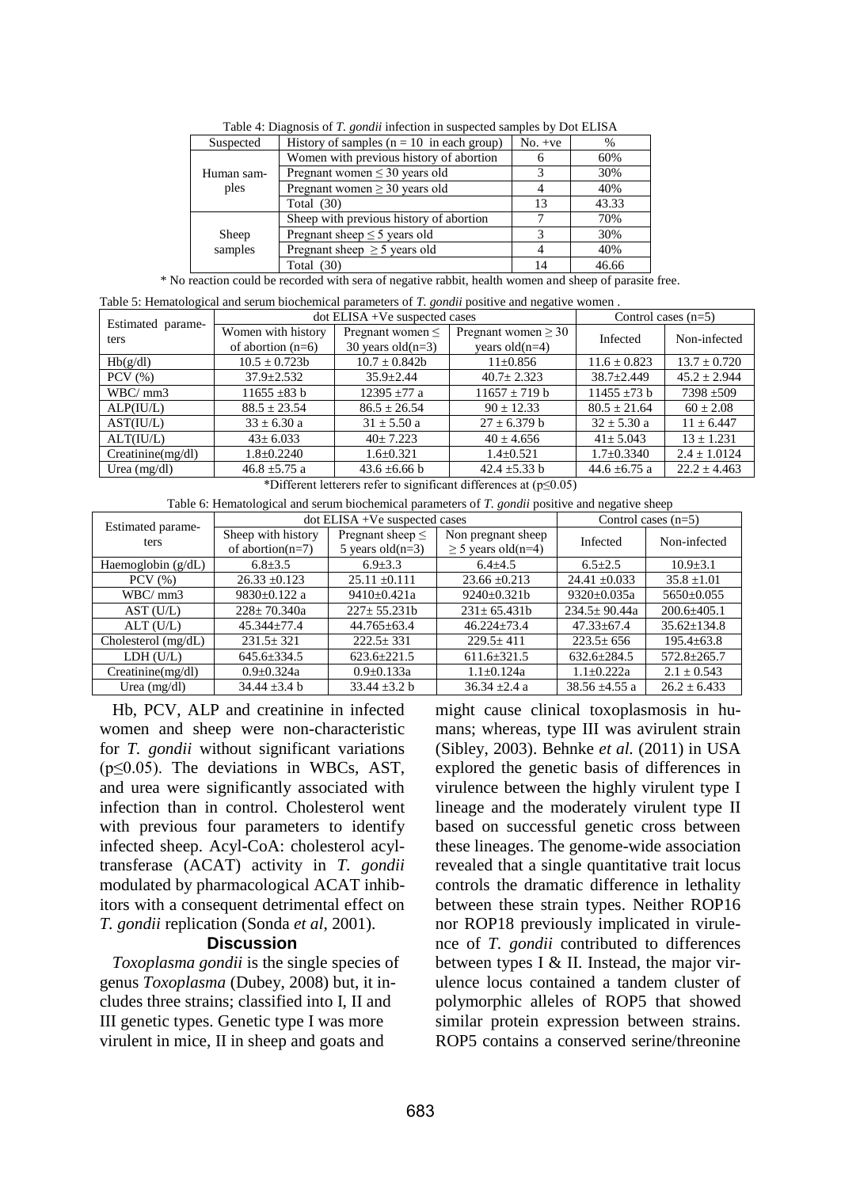Table 4: Diagnosis of *T. gondii* infection in suspected samples by Dot ELISA

| Suspected | History of samples (n = 10 in each group) | No. +ve | % |
|---|---|---|---|
| Human samples | Women with previous history of abortion | 6 | 60% |
| | Pregnant women ≤ 30 years old | 3 | 30% |
| | Pregnant women ≥ 30 years old | 4 | 40% |
| | Total (30) | 13 | 43.33 |
| Sheep samples | Sheep with previous history of abortion | 7 | 70% |
| | Pregnant sheep ≤ 5 years old | 3 | 30% |
| | Pregnant sheep ≥ 5 years old | 4 | 40% |
| | Total (30) | 14 | 46.66 |

* No reaction could be recorded with sera of negative rabbit, health women and sheep of parasite free.

Table 5: Hematological and serum biochemical parameters of *T. gondii* positive and negative women .

| Estimated parameters | dot ELISA +Ve suspected cases | | | Control cases (n=5) | |
|---|---|---|---|---|---|
| | Women with history of abortion (n=6) | Pregnant women ≤ 30 years old(n=3) | Pregnant women ≥ 30 years old(n=4) | Infected | Non-infected |
| Hb(g/dl) | 10.5 ± 0.723b | 10.7 ± 0.842b | 11±0.856 | 11.6 ± 0.823 | 13.7 ± 0.720 |
| PCV (%) | 37.9±2.532 | 35.9±2.44 | 40.7± 2.323 | 38.7±2.449 | 45.2 ± 2.944 |
| WBC/ mm3 | 11655 ±83 b | 12395 ±77 a | 11657 ± 719 b | 11455 ±73 b | 7398 ±509 |
| ALP(IU/L) | 88.5 ± 23.54 | 86.5 ± 26.54 | 90 ± 12.33 | 80.5 ± 21.64 | 60 ± 2.08 |
| AST(IU/L) | 33 ± 6.30 a | 31 ± 5.50 a | 27 ± 6.379 b | 32 ± 5.30 a | 11 ± 6.447 |
| ALT(IU/L) | 43± 6.033 | 40± 7.223 | 40 ± 4.656 | 41± 5.043 | 13 ± 1.231 |
| Creatinine(mg/dl) | 1.8±0.2240 | 1.6±0.321 | 1.4±0.521 | 1.7±0.3340 | 2.4 ± 1.0124 |
| Urea (mg/dl) | 46.8 ±5.75 a | 43.6 ±6.66 b | 42.4 ±5.33 b | 44.6 ±6.75 a | 22.2 ± 4.463 |

*Different letterers refer to significant differences at ($p \leq 0.05$)

Table 6: Hematological and serum biochemical parameters of *T. gondii* positive and negative sheep

| Estimated parameters | dot ELISA +Ve suspected cases | | | Control cases (n=5) | |
|---|---|---|---|---|---|
| | Sheep with history of abortion(n=7) | Pregnant sheep ≤ 5 years old(n=3) | Non pregnant sheep ≥ 5 years old(n=4) | Infected | Non-infected |
| Haemoglobin (g/dL) | 6.8±3.5 | 6.9±3.3 | 6.4±4.5 | 6.5±2.5 | 10.9±3.1 |
| PCV (%) | 26.33 ±0.123 | 25.11 ±0.111 | 23.66 ±0.213 | 24.41 ±0.033 | 35.8 ±1.01 |
| WBC/ mm3 | 9830±0.122 a | 9410±0.421a | 9240±0.321b | 9320±0.035a | 5650±0.055 |
| AST (U/L) | 228± 70.340a | 227± 55.231b | 231± 65.431b | 234.5± 90.44a | 200.6±405.1 |
| ALT (U/L) | 45.344±77.4 | 44.765±63.4 | 46.224±73.4 | 47.33±67.4 | 35.62±134.8 |
| Cholesterol (mg/dL) | 231.5± 321 | 222.5± 331 | 229.5± 411 | 223.5± 656 | 195.4±63.8 |
| LDH (U/L) | 645.6±334.5 | 623.6±221.5 | 611.6±321.5 | 632.6±284.5 | 572.8±265.7 |
| Creatinine(mg/dl) | 0.9±0.324a | 0.9±0.133a | 1.1±0.124a | 1.1±0.222a | 2.1 ± 0.543 |
| Urea (mg/dl) | 34.44 ±3.4 b | 33.44 ±3.2 b | 36.34 ±2.4 a | 38.56 ±4.55 a | 26.2 ± 6.433 |

Hb, PCV, ALP and creatinine in infected women and sheep were non-characteristic for *T. gondii* without significant variations ($p \leq 0.05$). The deviations in WBCs, AST, and urea were significantly associated with infection than in control. Cholesterol went with previous four parameters to identify infected sheep. Acyl-CoA: cholesterol acyl-transferase (ACAT) activity in *T. gondii* modulated by pharmacological ACAT inhibitors with a consequent detrimental effect on *T. gondii* replication (Sonda *et al*, 2001).

## Discussion

*Toxoplasma gondii* is the single species of genus *Toxoplasma* (Dubey, 2008) but, it includes three strains; classified into I, II and III genetic types. Genetic type I was more virulent in mice, II in sheep and goats and might cause clinical toxoplasmosis in humans; whereas, type III was avirulent strain (Sibley, 2003). Behnke *et al.* (2011) in USA explored the genetic basis of differences in virulence between the highly virulent type I lineage and the moderately virulent type II based on successful genetic cross between these lineages. The genome-wide association revealed that a single quantitative trait locus controls the dramatic difference in lethality between these strain types. Neither ROP16 nor ROP18 previously implicated in virulence of *T. gondii* contributed to differences between types I & II. Instead, the major virulence locus contained a tandem cluster of polymorphic alleles of ROP5 that showed similar protein expression between strains. ROP5 contains a conserved serine/threonine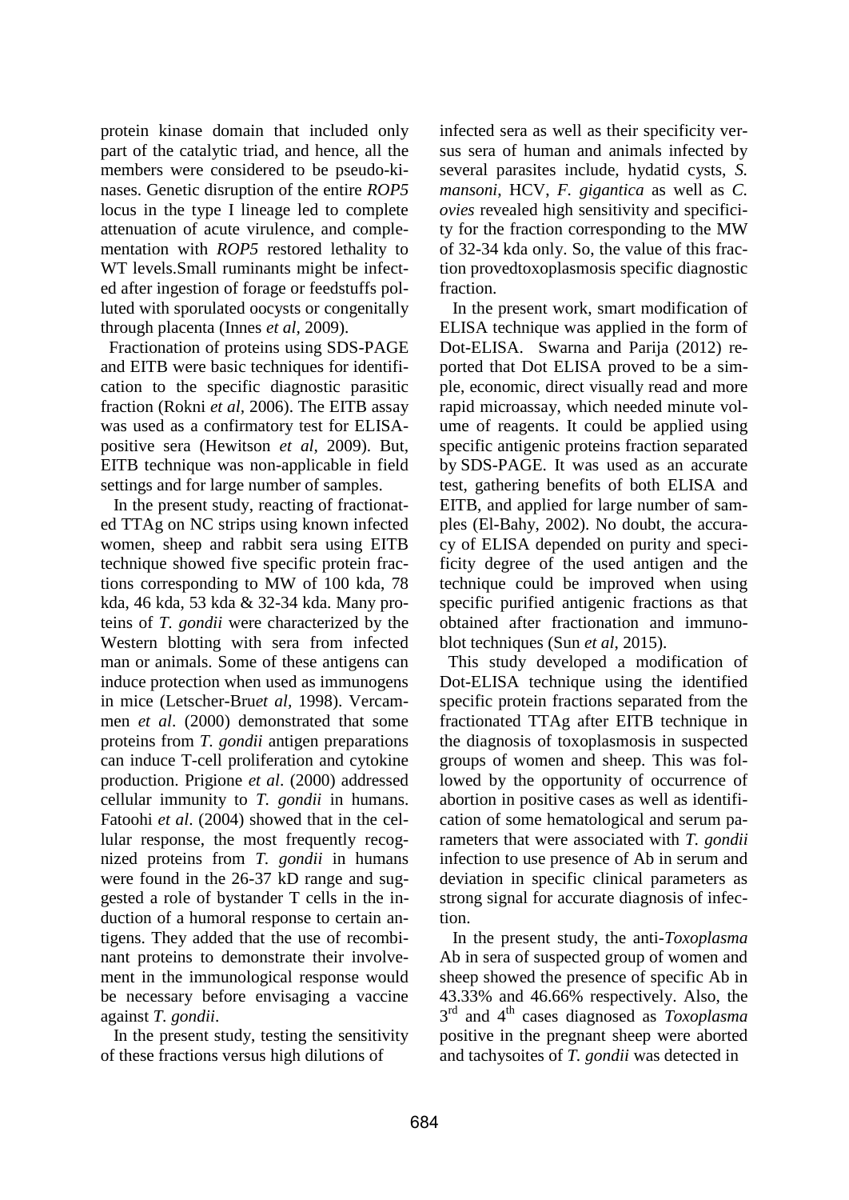protein kinase domain that included only part of the catalytic triad, and hence, all the members were considered to be pseudo-kinases. Genetic disruption of the entire *ROP5* locus in the type I lineage led to complete attenuation of acute virulence, and complementation with *ROP5* restored lethality to WT levels.Small ruminants might be infected after ingestion of forage or feedstuffs polluted with sporulated oocysts or congenitally through placenta (Innes *et al,* 2009).

Fractionation of proteins using SDS-PAGE and EITB were basic techniques for identification to the specific diagnostic parasitic fraction (Rokni *et al,* 2006). The EITB assay was used as a confirmatory test for ELISA-positive sera (Hewitson *et al,* 2009). But, EITB technique was non-applicable in field settings and for large number of samples.

In the present study, reacting of fractionated TTAg on NC strips using known infected women, sheep and rabbit sera using EITB technique showed five specific protein fractions corresponding to MW of 100 kda, 78 kda, 46 kda, 53 kda & 32-34 kda. Many proteins of *T. gondii* were characterized by the Western blotting with sera from infected man or animals. Some of these antigens can induce protection when used as immunogens in mice (Letscher-Bru*et al,* 1998). Vercammen *et al*. (2000) demonstrated that some proteins from *T. gondii* antigen preparations can induce T-cell proliferation and cytokine production. Prigione *et al*. (2000) addressed cellular immunity to *T. gondii* in humans. Fatoohi *et al*. (2004) showed that in the cellular response, the most frequently recognized proteins from *T. gondii* in humans were found in the 26-37 kD range and suggested a role of bystander T cells in the induction of a humoral response to certain antigens. They added that the use of recombinant proteins to demonstrate their involvement in the immunological response would be necessary before envisaging a vaccine against *T. gondii*.

In the present study, testing the sensitivity of these fractions versus high dilutions of infected sera as well as their specificity versus sera of human and animals infected by several parasites include, hydatid cysts, *S. mansoni*, HCV, *F. gigantica* as well as *C. ovies* revealed high sensitivity and specificity for the fraction corresponding to the MW of 32-34 kda only. So, the value of this fraction provedtoxoplasmosis specific diagnostic fraction.

In the present work, smart modification of ELISA technique was applied in the form of Dot-ELISA. Swarna and Parija (2012) reported that Dot ELISA proved to be a simple, economic, direct visually read and more rapid microassay, which needed minute volume of reagents. It could be applied using specific antigenic proteins fraction separated by SDS-PAGE. It was used as an accurate test, gathering benefits of both ELISA and EITB, and applied for large number of samples (El-Bahy, 2002). No doubt, the accuracy of ELISA depended on purity and specificity degree of the used antigen and the technique could be improved when using specific purified antigenic fractions as that obtained after fractionation and immunoblot techniques (Sun *et al,* 2015).

This study developed a modification of Dot-ELISA technique using the identified specific protein fractions separated from the fractionated TTAg after EITB technique in the diagnosis of toxoplasmosis in suspected groups of women and sheep. This was followed by the opportunity of occurrence of abortion in positive cases as well as identification of some hematological and serum parameters that were associated with *T. gondii* infection to use presence of Ab in serum and deviation in specific clinical parameters as strong signal for accurate diagnosis of infection.

In the present study, the anti-*Toxoplasma* Ab in sera of suspected group of women and sheep showed the presence of specific Ab in 43.33% and 46.66% respectively. Also, the 3rd and 4th cases diagnosed as *Toxoplasma* positive in the pregnant sheep were aborted and tachysoites of *T. gondii* was detected in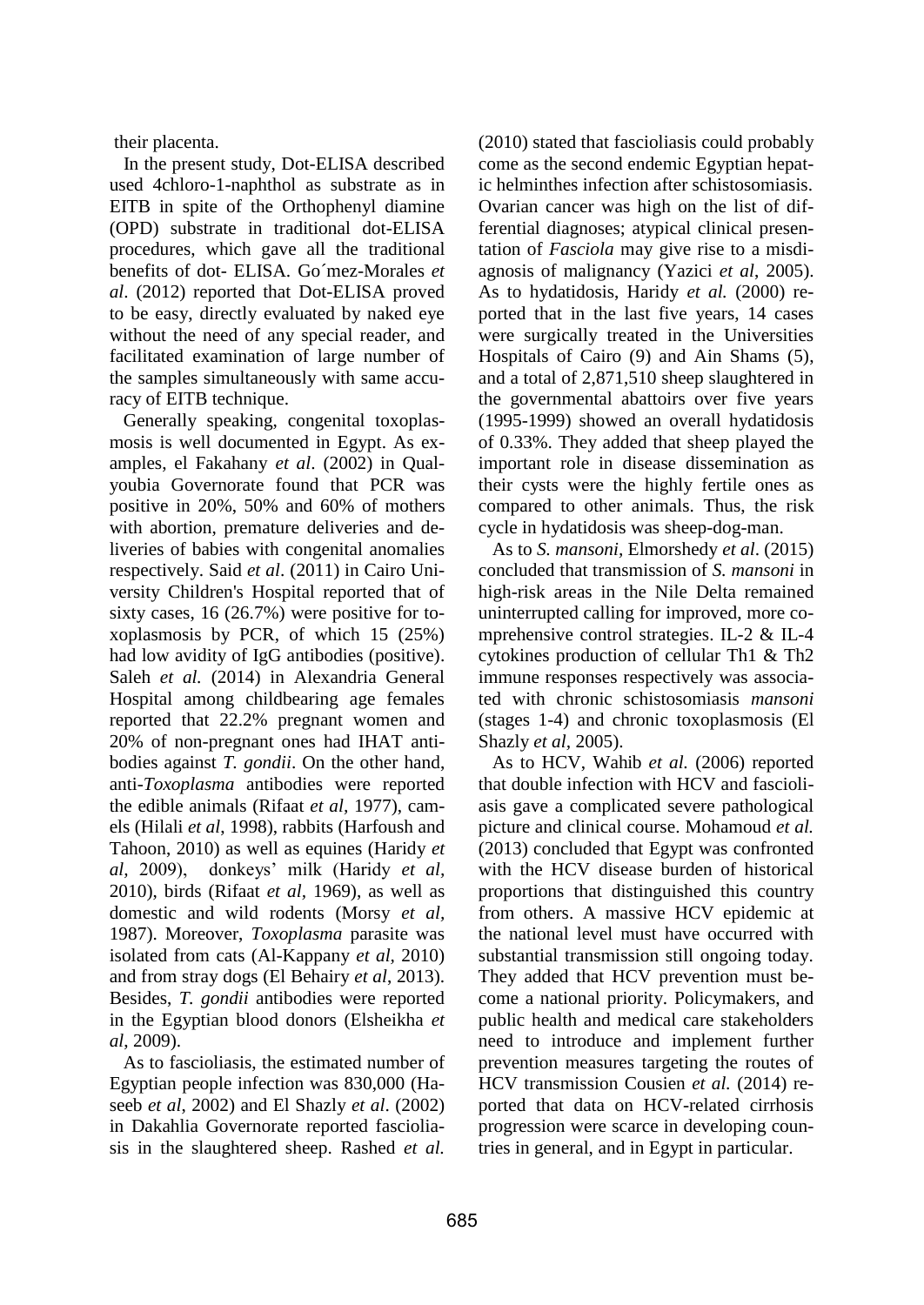their placenta.

In the present study, Dot-ELISA described used 4chloro-1-naphthol as substrate as in EITB in spite of the Orthophenyl diamine (OPD) substrate in traditional dot-ELISA procedures, which gave all the traditional benefits of dot- ELISA. Go´mez-Morales *et al*. (2012) reported that Dot-ELISA proved to be easy, directly evaluated by naked eye without the need of any special reader, and facilitated examination of large number of the samples simultaneously with same accuracy of EITB technique.

Generally speaking, congenital toxoplasmosis is well documented in Egypt. As examples, el Fakahany *et al*. (2002) in Qalyoubia Governorate found that PCR was positive in 20%, 50% and 60% of mothers with abortion, premature deliveries and deliveries of babies with congenital anomalies respectively. Said *et al*. (2011) in Cairo University Children's Hospital reported that of sixty cases, 16 (26.7%) were positive for toxoplasmosis by PCR, of which 15 (25%) had low avidity of IgG antibodies (positive). Saleh *et al.* (2014) in Alexandria General Hospital among childbearing age females reported that 22.2% pregnant women and 20% of non-pregnant ones had IHAT antibodies against *T. gondii*. On the other hand, anti-*Toxoplasma* antibodies were reported the edible animals (Rifaat *et al*, 1977), camels (Hilali *et al*, 1998), rabbits (Harfoush and Tahoon, 2010) as well as equines (Haridy *et al*, 2009), donkeys' milk (Haridy *et al*, 2010), birds (Rifaat *et al*, 1969), as well as domestic and wild rodents (Morsy *et al*, 1987). Moreover, *Toxoplasma* parasite was isolated from cats (Al-Kappany *et al*, 2010) and from stray dogs (El Behairy *et al*, 2013). Besides, *T. gondii* antibodies were reported in the Egyptian blood donors (Elsheikha *et al*, 2009).

As to fascioliasis, the estimated number of Egyptian people infection was 830,000 (Haseeb *et al*, 2002) and El Shazly *et al*. (2002) in Dakahlia Governorate reported fascioliasis in the slaughtered sheep. Rashed *et al.* (2010) stated that fascioliasis could probably come as the second endemic Egyptian hepatic helminthes infection after schistosomiasis. Ovarian cancer was high on the list of differential diagnoses; atypical clinical presentation of *Fasciola* may give rise to a misdiagnosis of malignancy (Yazici *et al*, 2005). As to hydatidosis, Haridy *et al.* (2000) reported that in the last five years, 14 cases were surgically treated in the Universities Hospitals of Cairo (9) and Ain Shams (5), and a total of 2,871,510 sheep slaughtered in the governmental abattoirs over five years (1995-1999) showed an overall hydatidosis of 0.33%. They added that sheep played the important role in disease dissemination as their cysts were the highly fertile ones as compared to other animals. Thus, the risk cycle in hydatidosis was sheep-dog-man.

As to *S. mansoni*, Elmorshedy *et al*. (2015) concluded that transmission of *S. mansoni* in high-risk areas in the Nile Delta remained uninterrupted calling for improved, more comprehensive control strategies. IL-2 & IL-4 cytokines production of cellular Th1 & Th2 immune responses respectively was associated with chronic schistosomiasis *mansoni* (stages 1-4) and chronic toxoplasmosis (El Shazly *et al*, 2005).

As to HCV, Wahib *et al.* (2006) reported that double infection with HCV and fascioliasis gave a complicated severe pathological picture and clinical course. Mohamoud *et al.* (2013) concluded that Egypt was confronted with the HCV disease burden of historical proportions that distinguished this country from others. A massive HCV epidemic at the national level must have occurred with substantial transmission still ongoing today. They added that HCV prevention must become a national priority. Policymakers, and public health and medical care stakeholders need to introduce and implement further prevention measures targeting the routes of HCV transmission Cousien *et al.* (2014) reported that data on HCV-related cirrhosis progression were scarce in developing countries in general, and in Egypt in particular.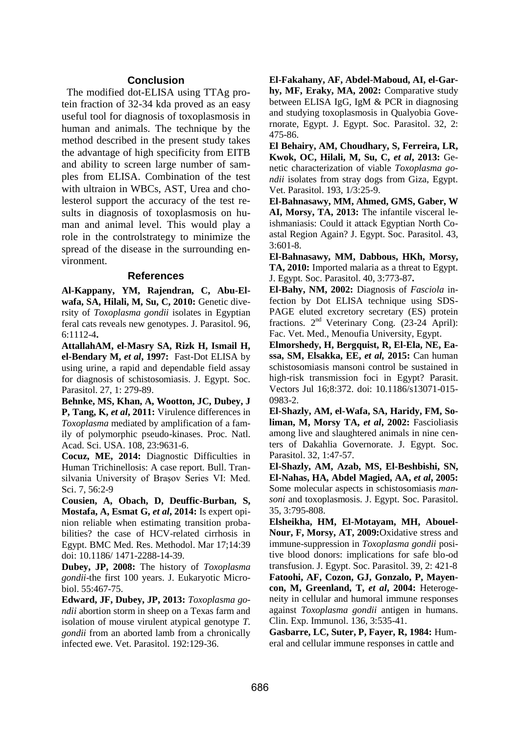## Conclusion

The modified dot-ELISA using TTAg protein fraction of 32-34 kda proved as an easy useful tool for diagnosis of toxoplasmosis in human and animals. The technique by the method described in the present study takes the advantage of high specificity from EITB and ability to screen large number of samples from ELISA. Combination of the test with ultraion in WBCs, AST, Urea and cholesterol support the accuracy of the test results in diagnosis of toxoplasmosis on human and animal level. This would play a role in the controlstrategy to minimize the spread of the disease in the surrounding environment.

## References

**Al-Kappany, YM, Rajendran, C, Abu-Elwafa, SA, Hilali, M, Su, C, 2010:** Genetic diversity of *Toxoplasma gondii* isolates in Egyptian feral cats reveals new genotypes. J. Parasitol. 96, 6:1112-4**.**

**AttallahAM, el-Masry SA, Rizk H, Ismail H, el-Bendary M, *et al*, 1997:** Fast-Dot ELISA by using urine, a rapid and dependable field assay for diagnosis of schistosomiasis. J. Egypt. Soc. Parasitol. 27, 1: 279-89.

**Behnke, MS, Khan, A, Wootton, JC, Dubey, J P, Tang, K, *et al*, 2011:** Virulence differences in *Toxoplasma* mediated by amplification of a family of polymorphic pseudo-kinases. Proc. Natl. Acad. Sci. USA. 108, 23:9631-6.

**Cocuz, ME, 2014:** Diagnostic Difficulties in Human Trichinellosis: A case report. Bull. Transilvania University of Braşov Series VI: Med. Sci. 7, 56:2-9

**Cousien, A, Obach, D, Deuffic-Burban, S, Mostafa, A, Esmat G, *et al*, 2014:** Is expert opinion reliable when estimating transition probabilities? the case of HCV-related cirrhosis in Egypt. BMC Med. Res. Methodol. Mar 17;14:39 doi: 10.1186/ 1471-2288-14-39.

**Dubey, JP, 2008:** The history of *Toxoplasma gondii*-the first 100 years. J. Eukaryotic Microbiol. 55:467-75.

**Edward, JF, Dubey, JP, 2013:** *Toxoplasma gondii* abortion storm in sheep on a Texas farm and isolation of mouse virulent atypical genotype *T. gondii* from an aborted lamb from a chronically infected ewe. Vet. Parasitol. 192:129-36.

**El-Fakahany, AF, Abdel-Maboud, AI, el-Garhy, MF, Eraky, MA, 2002:** Comparative study between ELISA IgG, IgM & PCR in diagnosing and studying toxoplasmosis in Qualyobia Governorate, Egypt. J. Egypt. Soc. Parasitol. 32, 2: 475-86.

**El Behairy, AM, Choudhary, S, Ferreira, LR, Kwok, OC, Hilali, M, Su, C, *et al*, 2013:** Genetic characterization of viable *Toxoplasma gondii* isolates from stray dogs from Giza, Egypt. Vet. Parasitol. 193, 1/3:25-9.

**El-Bahnasawy, MM, Ahmed, GMS, Gaber, W AI, Morsy, TA, 2013:** The infantile visceral leishmaniasis: Could it attack Egyptian North Coastal Region Again? J. Egypt. Soc. Parasitol. 43, 3:601-8.

**El-Bahnasawy, MM, Dabbous, HKh, Morsy, TA, 2010:** Imported malaria as a threat to Egypt. J. Egypt. Soc. Parasitol. 40, 3:773-87**.**

**El-Bahy, NM, 2002:** Diagnosis of *Fasciola* infection by Dot ELISA technique using SDS-PAGE eluted excretory secretary (ES) protein fractions. 2nd Veterinary Cong. (23-24 April): Fac. Vet. Med., Menoufia University, Egypt.

**Elmorshedy, H, Bergquist, R, El-Ela, NE, Eassa, SM, Elsakka, EE, *et al*, 2015:** Can human schistosomiasis mansoni control be sustained in high-risk transmission foci in Egypt? Parasit. Vectors Jul 16;8:372. doi: 10.1186/s13071-015-0983-2.

**El-Shazly, AM, el-Wafa, SA, Haridy, FM, Soliman, M, Morsy TA, *et al*, 2002:** Fascioliasis among live and slaughtered animals in nine centers of Dakahlia Governorate. J. Egypt. Soc. Parasitol. 32, 1:47-57.

**El-Shazly, AM, Azab, MS, El-Beshbishi, SN, El-Nahas, HA, Abdel Magied, AA, *et al*, 2005:** Some molecular aspects in schistosomiasis *mansoni* and toxoplasmosis. J. Egypt. Soc. Parasitol. 35, 3:795-808.

**Elsheikha, HM, El-Motayam, MH, Abouel-Nour, F, Morsy, AT, 2009:**Oxidative stress and immune-suppression in *Toxoplasma gondii* positive blood donors: implications for safe blo-od transfusion. J. Egypt. Soc. Parasitol. 39, 2: 421-8

**Fatoohi, AF, Cozon, GJ, Gonzalo, P, Mayencon, M, Greenland, T, *et al*, 2004:** Heterogeneity in cellular and humoral immune responses against *Toxoplasma gondii* antigen in humans. Clin. Exp. Immunol. 136, 3:535-41.

**Gasbarre, LC, Suter, P, Fayer, R, 1984:** Humeral and cellular immune responses in cattle and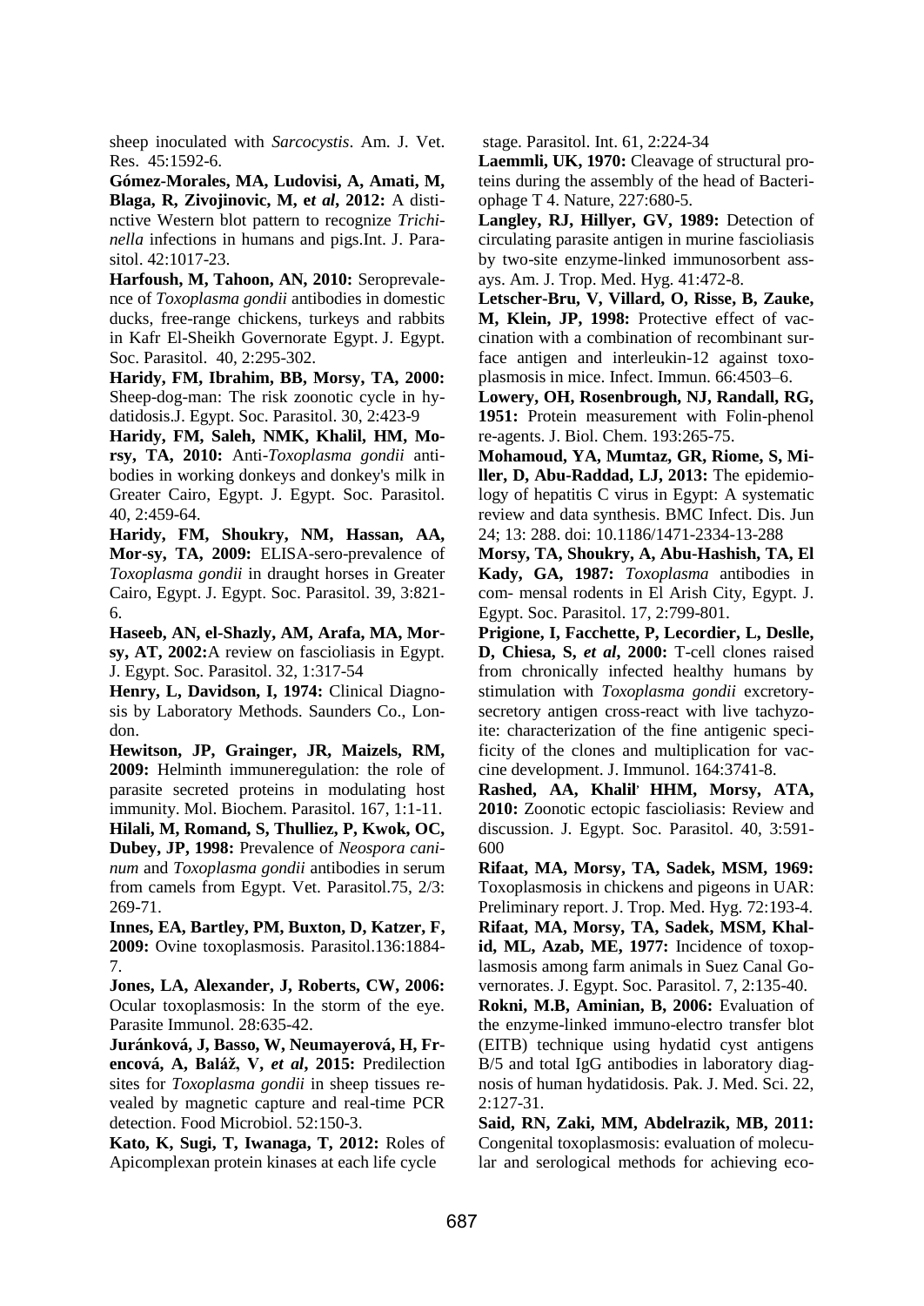sheep inoculated with *Sarcocystis*. Am. J. Vet. Res. 45:1592-6.

**Gómez-Morales, MA, Ludovisi, A, Amati, M, Blaga, R, Zivojinovic, M, *et al*, 2012:** A distinctive Western blot pattern to recognize *Trichinella* infections in humans and pigs.Int. J. Parasitol. 42:1017-23.

**Harfoush, M, Tahoon, AN, 2010:** Seroprevalence of *Toxoplasma gondii* antibodies in domestic ducks, free-range chickens, turkeys and rabbits in Kafr El-Sheikh Governorate Egypt. J. Egypt. Soc. Parasitol. 40, 2:295-302.

**Haridy, FM, Ibrahim, BB, Morsy, TA, 2000:** Sheep-dog-man: The risk zoonotic cycle in hydatidosis.J. Egypt. Soc. Parasitol. 30, 2:423-9

**Haridy, FM, Saleh, NMK, Khalil, HM, Morsy, TA, 2010:** Anti-*Toxoplasma gondii* antibodies in working donkeys and donkey's milk in Greater Cairo, Egypt. J. Egypt. Soc. Parasitol. 40, 2:459-64.

**Haridy, FM, Shoukry, NM, Hassan, AA, Mor-sy, TA, 2009:** ELISA-sero-prevalence of *Toxoplasma gondii* in draught horses in Greater Cairo, Egypt. J. Egypt. Soc. Parasitol. 39, 3:821-6.

**Haseeb, AN, el-Shazly, AM, Arafa, MA, Morsy, AT, 2002:**A review on fascioliasis in Egypt. J. Egypt. Soc. Parasitol. 32, 1:317-54

**Henry, L, Davidson, I, 1974:** Clinical Diagnosis by Laboratory Methods. Saunders Co., London.

**Hewitson, JP, Grainger, JR, Maizels, RM, 2009:** Helminth immuneregulation: the role of parasite secreted proteins in modulating host immunity. Mol. Biochem. Parasitol. 167, 1:1-11.

**Hilali, M, Romand, S, Thulliez, P, Kwok, OC, Dubey, JP, 1998:** Prevalence of *Neospora caninum* and *Toxoplasma gondii* antibodies in serum from camels from Egypt. Vet. Parasitol.75, 2/3: 269-71.

**Innes, EA, Bartley, PM, Buxton, D, Katzer, F, 2009:** Ovine toxoplasmosis. Parasitol.136:1884-7.

**Jones, LA, Alexander, J, Roberts, CW, 2006:** Ocular toxoplasmosis: In the storm of the eye. Parasite Immunol. 28:635-42.

**Juránková, J, Basso, W, Neumayerová, H, Frencová, A, Baláž, V, *et al*, 2015:** Predilection sites for *Toxoplasma gondii* in sheep tissues revealed by magnetic capture and real-time PCR detection. Food Microbiol. 52:150-3.

**Kato, K, Sugi, T, Iwanaga, T, 2012:** Roles of Apicomplexan protein kinases at each life cycle stage. Parasitol. Int. 61, 2:224-34

**Laemmli, UK, 1970:** Cleavage of structural proteins during the assembly of the head of Bacteriophage T 4. Nature, 227:680-5.

**Langley, RJ, Hillyer, GV, 1989:** Detection of circulating parasite antigen in murine fascioliasis by two-site enzyme-linked immunosorbent assays. Am. J. Trop. Med. Hyg. 41:472-8.

**Letscher-Bru, V, Villard, O, Risse, B, Zauke, M, Klein, JP, 1998:** Protective effect of vaccination with a combination of recombinant surface antigen and interleukin-12 against toxoplasmosis in mice. Infect. Immun. 66:4503–6.

**Lowery, OH, Rosenbrough, NJ, Randall, RG, 1951:** Protein measurement with Folin-phenol re-agents. J. Biol. Chem. 193:265-75.

**Mohamoud, YA, Mumtaz, GR, Riome, S, Miller, D, Abu-Raddad, LJ, 2013:** The epidemiology of hepatitis C virus in Egypt: A systematic review and data synthesis. BMC Infect. Dis. Jun 24; 13: 288. doi: 10.1186/1471-2334-13-288

**Morsy, TA, Shoukry, A, Abu-Hashish, TA, El Kady, GA, 1987:** *Toxoplasma* antibodies in com- mensal rodents in El Arish City, Egypt. J. Egypt. Soc. Parasitol. 17, 2:799-801.

**Prigione, I, Facchette, P, Lecordier, L, Deslle, D, Chiesa, S, *et al*, 2000:** T-cell clones raised from chronically infected healthy humans by stimulation with *Toxoplasma gondii* excretory-secretory antigen cross-react with live tachyzoite: characterization of the fine antigenic specificity of the clones and multiplication for vaccine development. J. Immunol. 164:3741-8.

**Rashed, AA, Khalil, HHM, Morsy, ATA, 2010:** Zoonotic ectopic fascioliasis: Review and discussion. J. Egypt. Soc. Parasitol. 40, 3:591-600

**Rifaat, MA, Morsy, TA, Sadek, MSM, 1969:** Toxoplasmosis in chickens and pigeons in UAR: Preliminary report. J. Trop. Med. Hyg. 72:193-4.

**Rifaat, MA, Morsy, TA, Sadek, MSM, Khalid, ML, Azab, ME, 1977:** Incidence of toxoplasmosis among farm animals in Suez Canal Governorates. J. Egypt. Soc. Parasitol. 7, 2:135-40.

**Rokni, M.B, Aminian, B, 2006:** Evaluation of the enzyme-linked immuno-electro transfer blot (EITB) technique using hydatid cyst antigens B/5 and total IgG antibodies in laboratory diagnosis of human hydatidosis. Pak. J. Med. Sci. 22, 2:127-31.

**Said, RN, Zaki, MM, Abdelrazik, MB, 2011:** Congenital toxoplasmosis: evaluation of molecular and serological methods for achieving eco-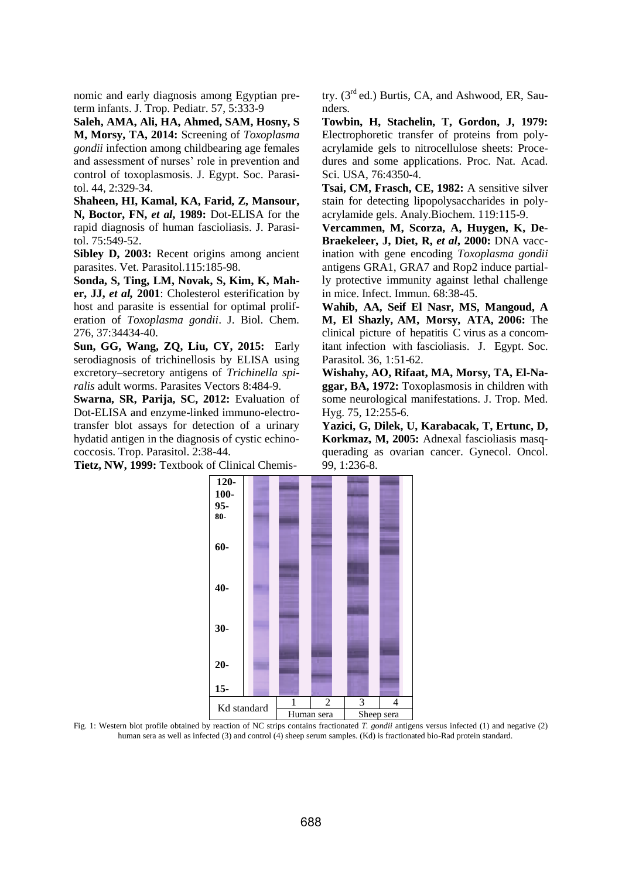nomic and early diagnosis among Egyptian preterm infants. J. Trop. Pediatr. 57, 5:333-9

**Saleh, AMA, Ali, HA, Ahmed, SAM, Hosny, S M, Morsy, TA, 2014:** Screening of *Toxoplasma gondii* infection among childbearing age females and assessment of nurses' role in prevention and control of toxoplasmosis. J. Egypt. Soc. Parasitol. 44, 2:329-34.

**Shaheen, HI, Kamal, KA, Farid, Z, Mansour, N, Boctor, FN, *et al*, 1989:** Dot-ELISA for the rapid diagnosis of human fascioliasis. J. Parasitol. 75:549-52.

**Sibley D, 2003:** Recent origins among ancient parasites. Vet. Parasitol.115:185-98.

**Sonda, S, Ting, LM, Novak, S, Kim, K, Maher, JJ, *et al*, 2001**: Cholesterol esterification by host and parasite is essential for optimal proliferation of *Toxoplasma gondii*. J. Biol. Chem. 276, 37:34434-40.

**Sun, GG, Wang, ZQ, Liu, CY, 2015:** Early serodiagnosis of trichinellosis by ELISA using excretory–secretory antigens of *Trichinella spiralis* adult worms. Parasites Vectors 8:484-9.

**Swarna, SR, Parija, SC, 2012:** Evaluation of Dot-ELISA and enzyme-linked immuno-electrotransfer blot assays for detection of a urinary hydatid antigen in the diagnosis of cystic echinococcosis. Trop. Parasitol. 2:38-44.

**Tietz, NW, 1999:** Textbook of Clinical Chemistry. (3rd ed.) Burtis, CA, and Ashwood, ER, Saunders.

**Towbin, H, Stachelin, T, Gordon, J, 1979:** Electrophoretic transfer of proteins from polyacrylamide gels to nitrocellulose sheets: Procedures and some applications. Proc. Nat. Acad. Sci. USA, 76:4350-4.

**Tsai, CM, Frasch, CE, 1982:** A sensitive silver stain for detecting lipopolysaccharides in polyacrylamide gels. Analy.Biochem. 119:115-9.

**Vercammen, M, Scorza, A, Huygen, K, De-Braekeleer, J, Diet, R, *et al*, 2000:** DNA vaccination with gene encoding *Toxoplasma gondii* antigens GRA1, GRA7 and Rop2 induce partially protective immunity against lethal challenge in mice. Infect. Immun. 68:38-45.

**Wahib, AA, Seif El Nasr, MS, Mangoud, A M, El Shazly, AM, Morsy, ATA, 2006:** The clinical picture of hepatitis C virus as a concomitant infection with fascioliasis. J. Egypt. Soc. Parasitol. 36, 1:51-62.

**Wishahy, AO, Rifaat, MA, Morsy, TA, El-Naggar, BA, 1972:** Toxoplasmosis in children with some neurological manifestations. J. Trop. Med. Hyg. 75, 12:255-6.

**Yazici, G, Dilek, U, Karabacak, T, Ertunc, D, Korkmaz, M, 2005:** Adnexal fascioliasis masquerading as ovarian cancer. Gynecol. Oncol. 99, 1:236-8.

120-
100-
95-
80-
60-
40-
30-
20-
15-

Kd standard | 1 | 2 | 3 | 4
Human sera | Sheep sera

Fig. 1: Western blot profile obtained by reaction of NC strips contains fractionated *T. gondii* antigens versus infected (1) and negative (2) human sera as well as infected (3) and control (4) sheep serum samples. (Kd) is fractionated bio-Rad protein standard.